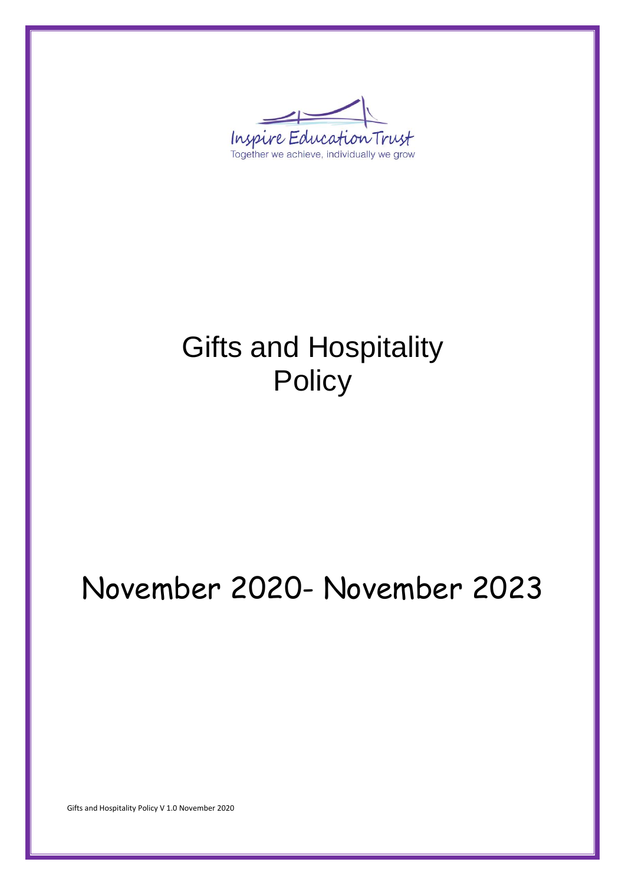Inspire Education Trust

Together we achieve, individually we grow

# Gifts and Hospitality Policy

## November 2020- November 2023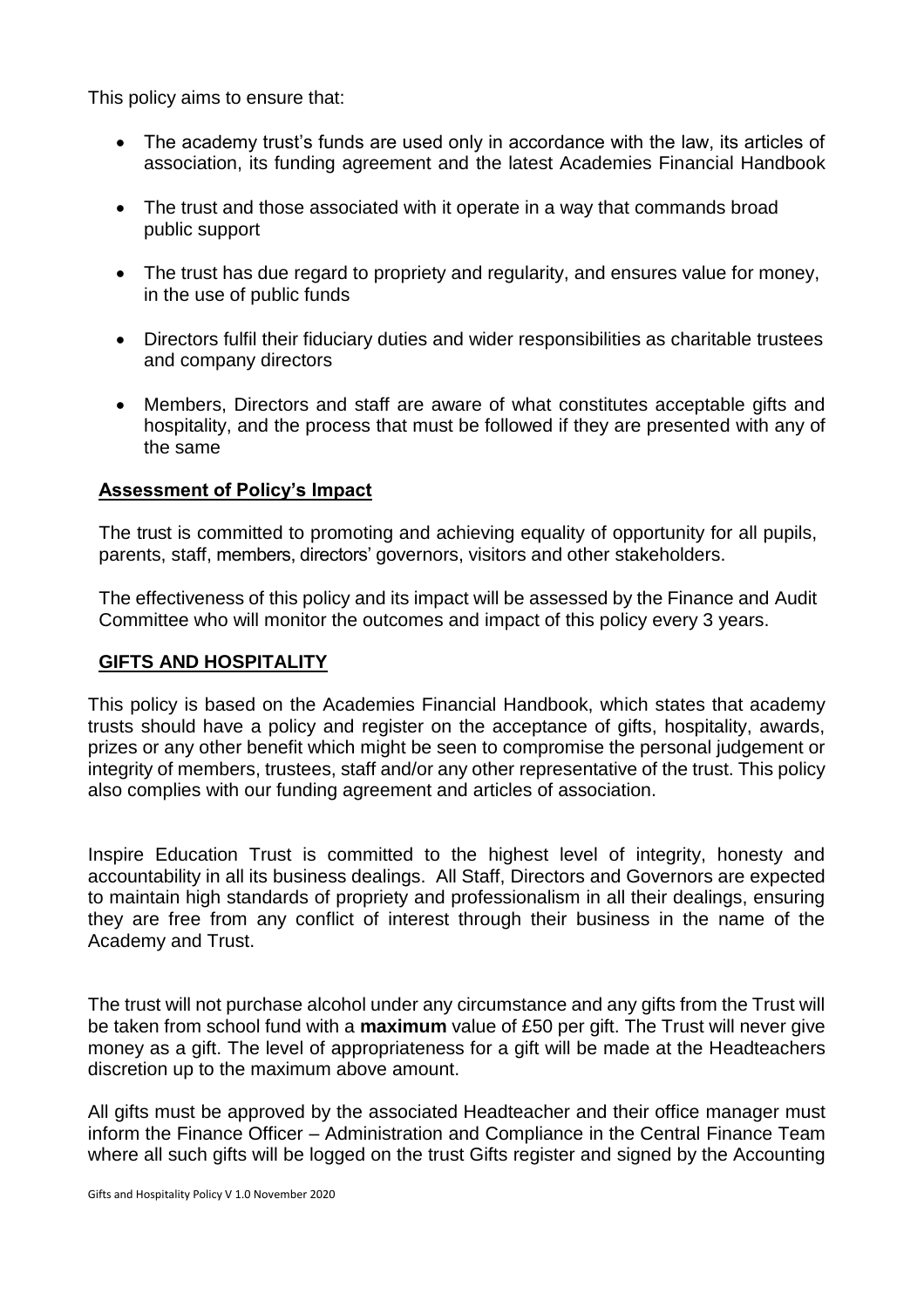This policy aims to ensure that:

- The academy trust's funds are used only in accordance with the law, its articles of association, its funding agreement and the latest Academies Financial Handbook
- The trust and those associated with it operate in a way that commands broad public support
- The trust has due regard to propriety and regularity, and ensures value for money, in the use of public funds
- Directors fulfil their fiduciary duties and wider responsibilities as charitable trustees and company directors
- Members, Directors and staff are aware of what constitutes acceptable gifts and hospitality, and the process that must be followed if they are presented with any of the same

## Assessment of Policy's Impact

The trust is committed to promoting and achieving equality of opportunity for all pupils, parents, staff, members, directors' governors, visitors and other stakeholders.

The effectiveness of this policy and its impact will be assessed by the Finance and Audit Committee who will monitor the outcomes and impact of this policy every 3 years.

## GIFTS AND HOSPITALITY

This policy is based on the Academies Financial Handbook, which states that academy trusts should have a policy and register on the acceptance of gifts, hospitality, awards, prizes or any other benefit which might be seen to compromise the personal judgement or integrity of members, trustees, staff and/or any other representative of the trust. This policy also complies with our funding agreement and articles of association.

Inspire Education Trust is committed to the highest level of integrity, honesty and accountability in all its business dealings. All Staff, Directors and Governors are expected to maintain high standards of propriety and professionalism in all their dealings, ensuring they are free from any conflict of interest through their business in the name of the Academy and Trust.

The trust will not purchase alcohol under any circumstance and any gifts from the Trust will be taken from school fund with a **maximum** value of £50 per gift. The Trust will never give money as a gift. The level of appropriateness for a gift will be made at the Headteachers discretion up to the maximum above amount.

All gifts must be approved by the associated Headteacher and their office manager must inform the Finance Officer – Administration and Compliance in the Central Finance Team where all such gifts will be logged on the trust Gifts register and signed by the Accounting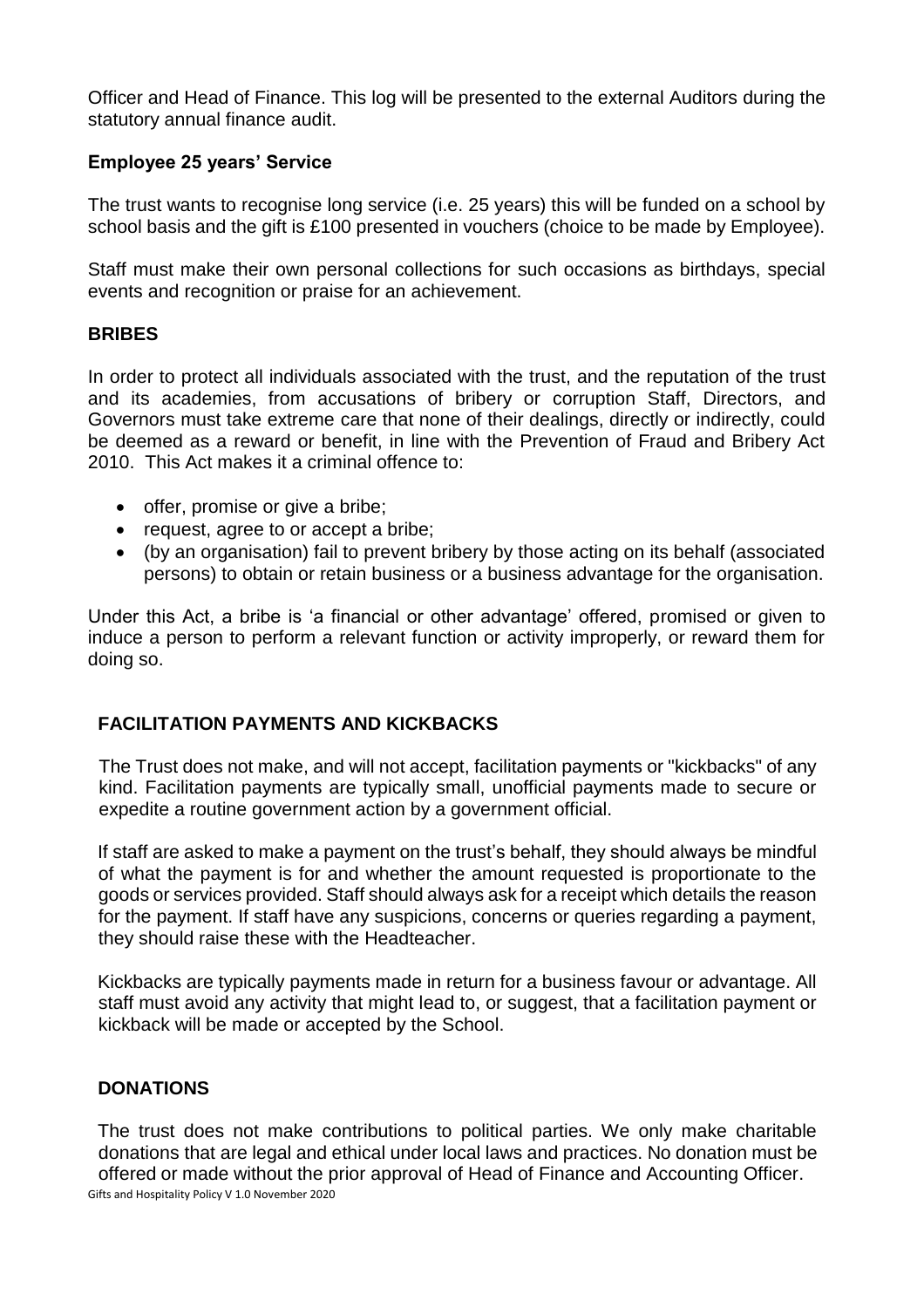Officer and Head of Finance. This log will be presented to the external Auditors during the statutory annual finance audit.

### Employee 25 years' Service

The trust wants to recognise long service (i.e. 25 years) this will be funded on a school by school basis and the gift is £100 presented in vouchers (choice to be made by Employee).

Staff must make their own personal collections for such occasions as birthdays, special events and recognition or praise for an achievement.

## BRIBES

In order to protect all individuals associated with the trust, and the reputation of the trust and its academies, from accusations of bribery or corruption Staff, Directors, and Governors must take extreme care that none of their dealings, directly or indirectly, could be deemed as a reward or benefit, in line with the Prevention of Fraud and Bribery Act 2010. This Act makes it a criminal offence to:

- offer, promise or give a bribe;
- request, agree to or accept a bribe;
- (by an organisation) fail to prevent bribery by those acting on its behalf (associated persons) to obtain or retain business or a business advantage for the organisation.

Under this Act, a bribe is 'a financial or other advantage' offered, promised or given to induce a person to perform a relevant function or activity improperly, or reward them for doing so.

## FACILITATION PAYMENTS AND KICKBACKS

The Trust does not make, and will not accept, facilitation payments or "kickbacks" of any kind. Facilitation payments are typically small, unofficial payments made to secure or expedite a routine government action by a government official.

If staff are asked to make a payment on the trust's behalf, they should always be mindful of what the payment is for and whether the amount requested is proportionate to the goods or services provided. Staff should always ask for a receipt which details the reason for the payment. If staff have any suspicions, concerns or queries regarding a payment, they should raise these with the Headteacher.

Kickbacks are typically payments made in return for a business favour or advantage. All staff must avoid any activity that might lead to, or suggest, that a facilitation payment or kickback will be made or accepted by the School.

## DONATIONS

The trust does not make contributions to political parties. We only make charitable donations that are legal and ethical under local laws and practices. No donation must be offered or made without the prior approval of Head of Finance and Accounting Officer.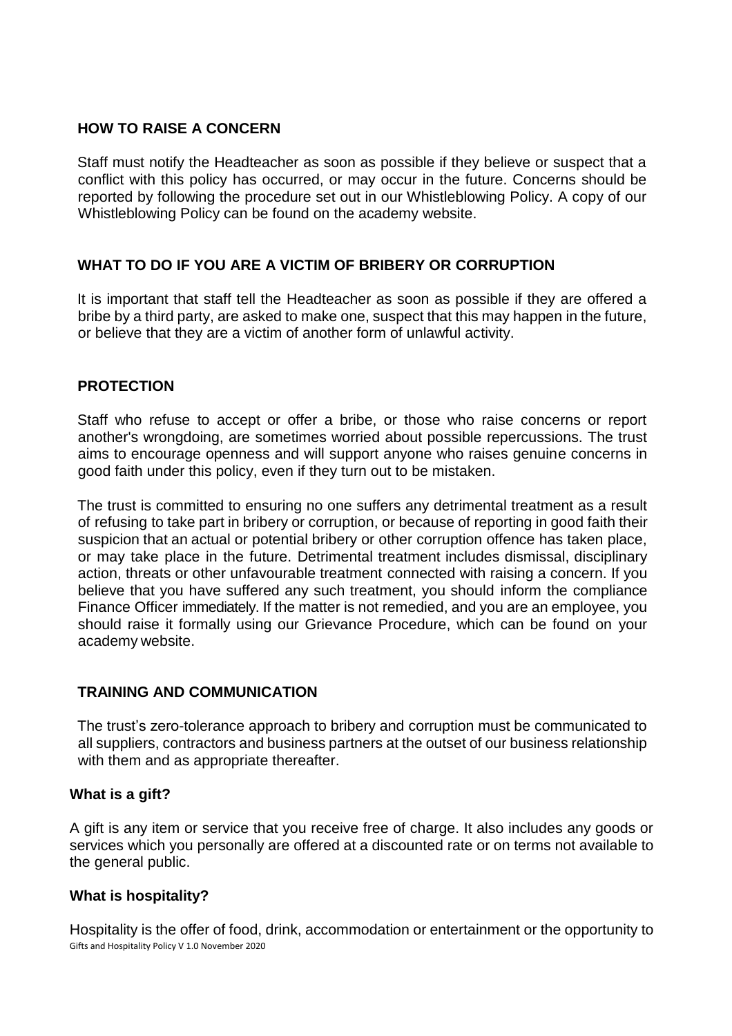## HOW TO RAISE A CONCERN

Staff must notify the Headteacher as soon as possible if they believe or suspect that a conflict with this policy has occurred, or may occur in the future. Concerns should be reported by following the procedure set out in our Whistleblowing Policy. A copy of our Whistleblowing Policy can be found on the academy website.

## WHAT TO DO IF YOU ARE A VICTIM OF BRIBERY OR CORRUPTION

It is important that staff tell the Headteacher as soon as possible if they are offered a bribe by a third party, are asked to make one, suspect that this may happen in the future, or believe that they are a victim of another form of unlawful activity.

## PROTECTION

Staff who refuse to accept or offer a bribe, or those who raise concerns or report another's wrongdoing, are sometimes worried about possible repercussions. The trust aims to encourage openness and will support anyone who raises genuine concerns in good faith under this policy, even if they turn out to be mistaken.

The trust is committed to ensuring no one suffers any detrimental treatment as a result of refusing to take part in bribery or corruption, or because of reporting in good faith their suspicion that an actual or potential bribery or other corruption offence has taken place, or may take place in the future. Detrimental treatment includes dismissal, disciplinary action, threats or other unfavourable treatment connected with raising a concern. If you believe that you have suffered any such treatment, you should inform the compliance Finance Officer immediately. If the matter is not remedied, and you are an employee, you should raise it formally using our Grievance Procedure, which can be found on your academy website.

## TRAINING AND COMMUNICATION

The trust's zero-tolerance approach to bribery and corruption must be communicated to all suppliers, contractors and business partners at the outset of our business relationship with them and as appropriate thereafter.

### What is a gift?

A gift is any item or service that you receive free of charge. It also includes any goods or services which you personally are offered at a discounted rate or on terms not available to the general public.

### What is hospitality?

Hospitality is the offer of food, drink, accommodation or entertainment or the opportunity to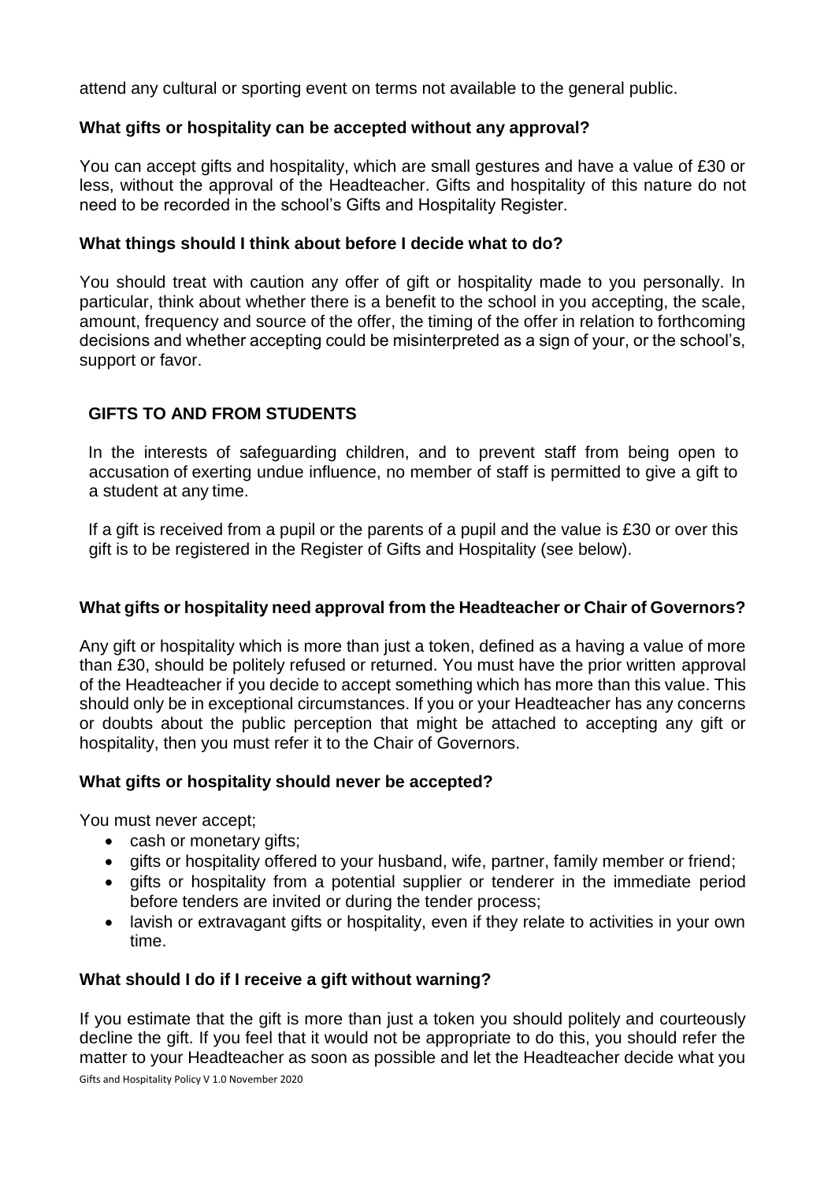attend any cultural or sporting event on terms not available to the general public.

**What gifts or hospitality can be accepted without any approval?**

You can accept gifts and hospitality, which are small gestures and have a value of £30 or less, without the approval of the Headteacher. Gifts and hospitality of this nature do not need to be recorded in the school's Gifts and Hospitality Register.

**What things should I think about before I decide what to do?**

You should treat with caution any offer of gift or hospitality made to you personally. In particular, think about whether there is a benefit to the school in you accepting, the scale, amount, frequency and source of the offer, the timing of the offer in relation to forthcoming decisions and whether accepting could be misinterpreted as a sign of your, or the school's, support or favor.

**GIFTS TO AND FROM STUDENTS**

In the interests of safeguarding children, and to prevent staff from being open to accusation of exerting undue influence, no member of staff is permitted to give a gift to a student at any time.

If a gift is received from a pupil or the parents of a pupil and the value is £30 or over this gift is to be registered in the Register of Gifts and Hospitality (see below).

**What gifts or hospitality need approval from the Headteacher or Chair of Governors?**

Any gift or hospitality which is more than just a token, defined as a having a value of more than £30, should be politely refused or returned. You must have the prior written approval of the Headteacher if you decide to accept something which has more than this value. This should only be in exceptional circumstances. If you or your Headteacher has any concerns or doubts about the public perception that might be attached to accepting any gift or hospitality, then you must refer it to the Chair of Governors.

**What gifts or hospitality should never be accepted?**

You must never accept;

- cash or monetary gifts;
- gifts or hospitality offered to your husband, wife, partner, family member or friend;
- gifts or hospitality from a potential supplier or tenderer in the immediate period before tenders are invited or during the tender process;
- lavish or extravagant gifts or hospitality, even if they relate to activities in your own time.

**What should I do if I receive a gift without warning?**

If you estimate that the gift is more than just a token you should politely and courteously decline the gift. If you feel that it would not be appropriate to do this, you should refer the matter to your Headteacher as soon as possible and let the Headteacher decide what you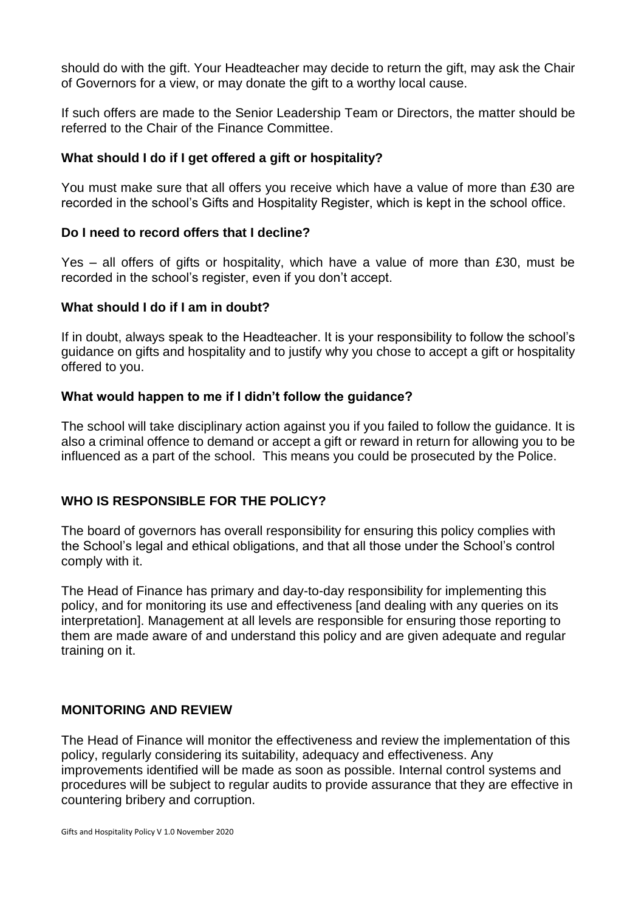should do with the gift. Your Headteacher may decide to return the gift, may ask the Chair of Governors for a view, or may donate the gift to a worthy local cause.

If such offers are made to the Senior Leadership Team or Directors, the matter should be referred to the Chair of the Finance Committee.

### What should I do if I get offered a gift or hospitality?

You must make sure that all offers you receive which have a value of more than £30 are recorded in the school's Gifts and Hospitality Register, which is kept in the school office.

### Do I need to record offers that I decline?

Yes – all offers of gifts or hospitality, which have a value of more than £30, must be recorded in the school's register, even if you don't accept.

### What should I do if I am in doubt?

If in doubt, always speak to the Headteacher. It is your responsibility to follow the school's guidance on gifts and hospitality and to justify why you chose to accept a gift or hospitality offered to you.

### What would happen to me if I didn't follow the guidance?

The school will take disciplinary action against you if you failed to follow the guidance. It is also a criminal offence to demand or accept a gift or reward in return for allowing you to be influenced as a part of the school. This means you could be prosecuted by the Police.

## WHO IS RESPONSIBLE FOR THE POLICY?

The board of governors has overall responsibility for ensuring this policy complies with the School's legal and ethical obligations, and that all those under the School's control comply with it.

The Head of Finance has primary and day-to-day responsibility for implementing this policy, and for monitoring its use and effectiveness [and dealing with any queries on its interpretation]. Management at all levels are responsible for ensuring those reporting to them are made aware of and understand this policy and are given adequate and regular training on it.

## MONITORING AND REVIEW

The Head of Finance will monitor the effectiveness and review the implementation of this policy, regularly considering its suitability, adequacy and effectiveness. Any improvements identified will be made as soon as possible. Internal control systems and procedures will be subject to regular audits to provide assurance that they are effective in countering bribery and corruption.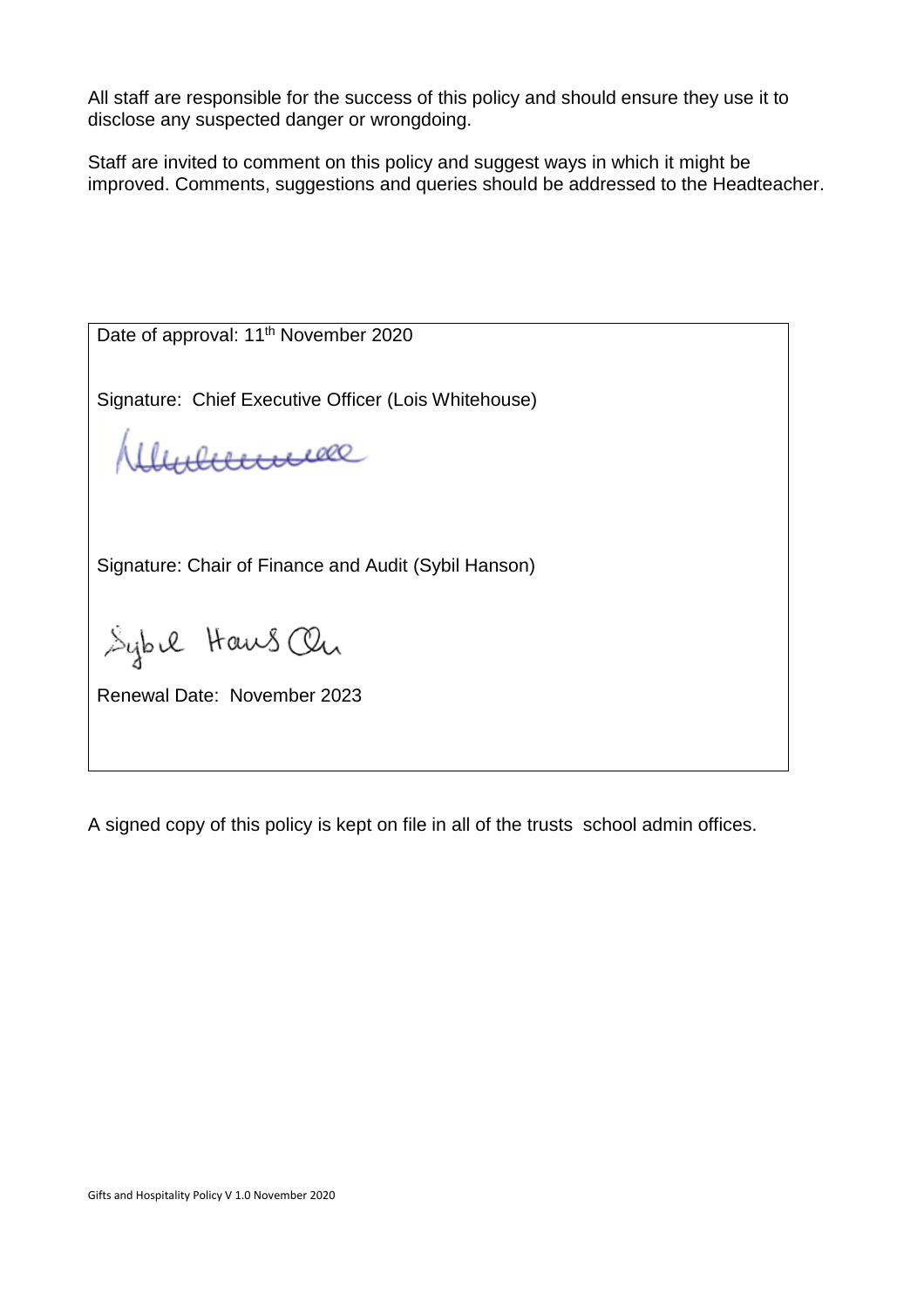All staff are responsible for the success of this policy and should ensure they use it to disclose any suspected danger or wrongdoing.

Staff are invited to comment on this policy and suggest ways in which it might be improved. Comments, suggestions and queries should be addressed to the Headteacher.

| Date of approval: 11th November 2020 |
| --- |
| Signature: Chief Executive Officer (Lois Whitehouse) |
| Signature: Chair of Finance and Audit (Sybil Hanson) |
| Renewal Date: November 2023 |

A signed copy of this policy is kept on file in all of the trusts school admin offices.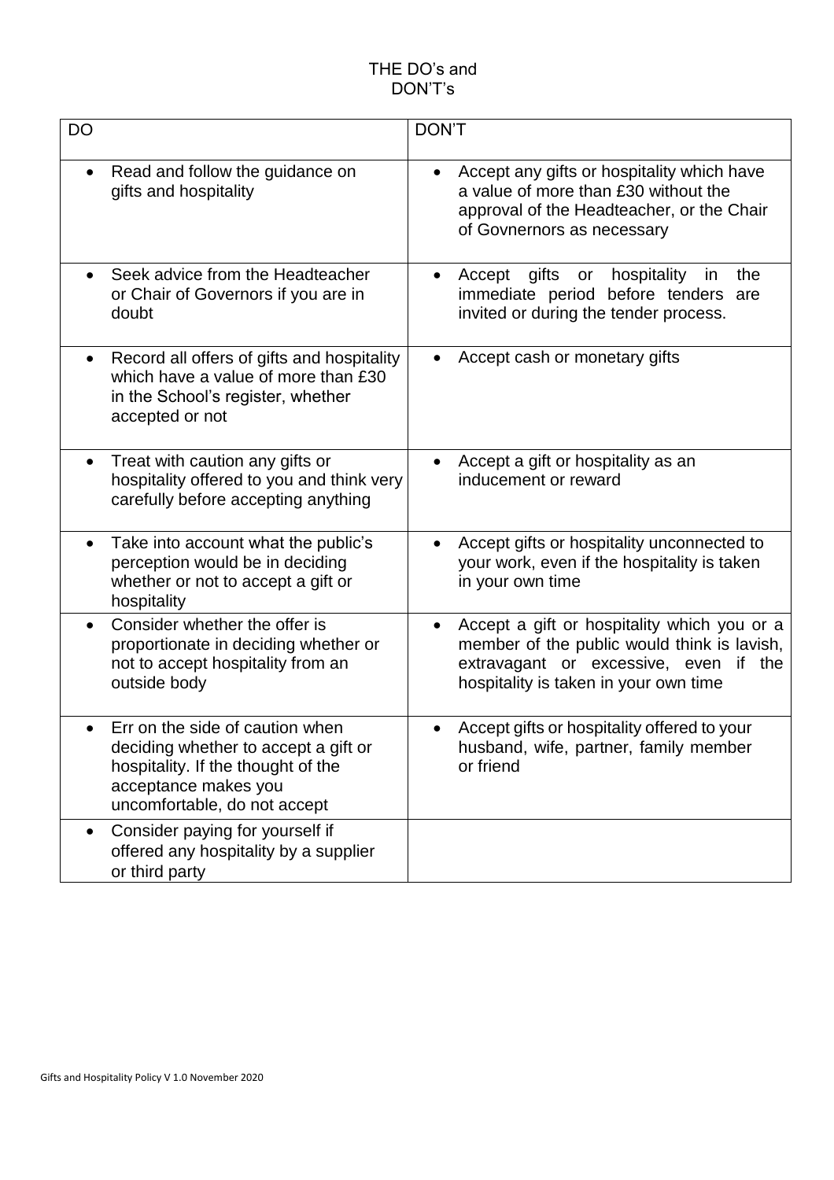# THE DO's and DON'T's

| DO | DON'T |
|---|---|
| • Read and follow the guidance on gifts and hospitality | • Accept any gifts or hospitality which have a value of more than £30 without the approval of the Headteacher, or the Chair of Govnernors as necessary |
| • Seek advice from the Headteacher or Chair of Governors if you are in doubt | • Accept gifts or hospitality in the immediate period before tenders are invited or during the tender process. |
| • Record all offers of gifts and hospitality which have a value of more than £30 in the School's register, whether accepted or not | • Accept cash or monetary gifts |
| • Treat with caution any gifts or hospitality offered to you and think very carefully before accepting anything | • Accept a gift or hospitality as an inducement or reward |
| • Take into account what the public's perception would be in deciding whether or not to accept a gift or hospitality | • Accept gifts or hospitality unconnected to your work, even if the hospitality is taken in your own time |
| • Consider whether the offer is proportionate in deciding whether or not to accept hospitality from an outside body | • Accept a gift or hospitality which you or a member of the public would think is lavish, extravagant or excessive, even if the hospitality is taken in your own time |
| • Err on the side of caution when deciding whether to accept a gift or hospitality. If the thought of the acceptance makes you uncomfortable, do not accept | • Accept gifts or hospitality offered to your husband, wife, partner, family member or friend |
| • Consider paying for yourself if offered any hospitality by a supplier or third party | |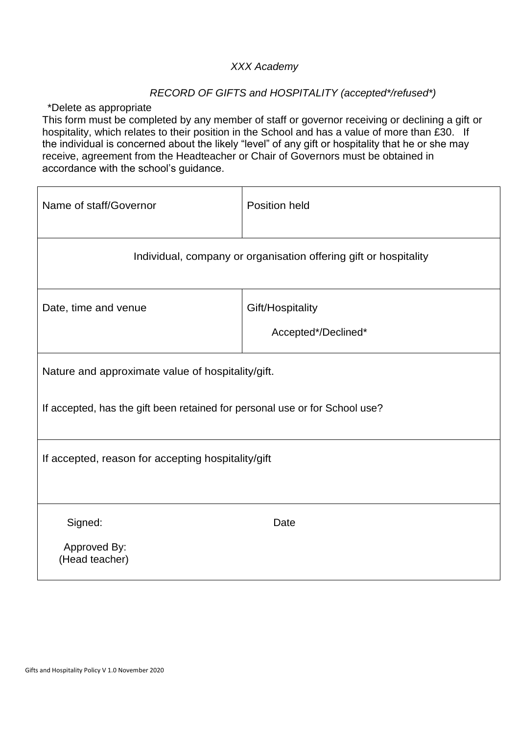*XXX Academy*

*RECORD OF GIFTS and HOSPITALITY (accepted*/refused*)*

*Delete as appropriate

This form must be completed by any member of staff or governor receiving or declining a gift or hospitality, which relates to their position in the School and has a value of more than £30. If the individual is concerned about the likely "level" of any gift or hospitality that he or she may receive, agreement from the Headteacher or Chair of Governors must be obtained in accordance with the school's guidance.

| Name of staff/Governor | Position held |
|---|---|
| Individual, company or organisation offering gift or hospitality | |
| Date, time and venue | Gift/Hospitality<br><br>Accepted*/Declined* |
| Nature and approximate value of hospitality/gift.<br><br>If accepted, has the gift been retained for personal use or for School use? | |
| If accepted, reason for accepting hospitality/gift | |
| Signed:<br><br>Approved By:<br>(Head teacher) | Date |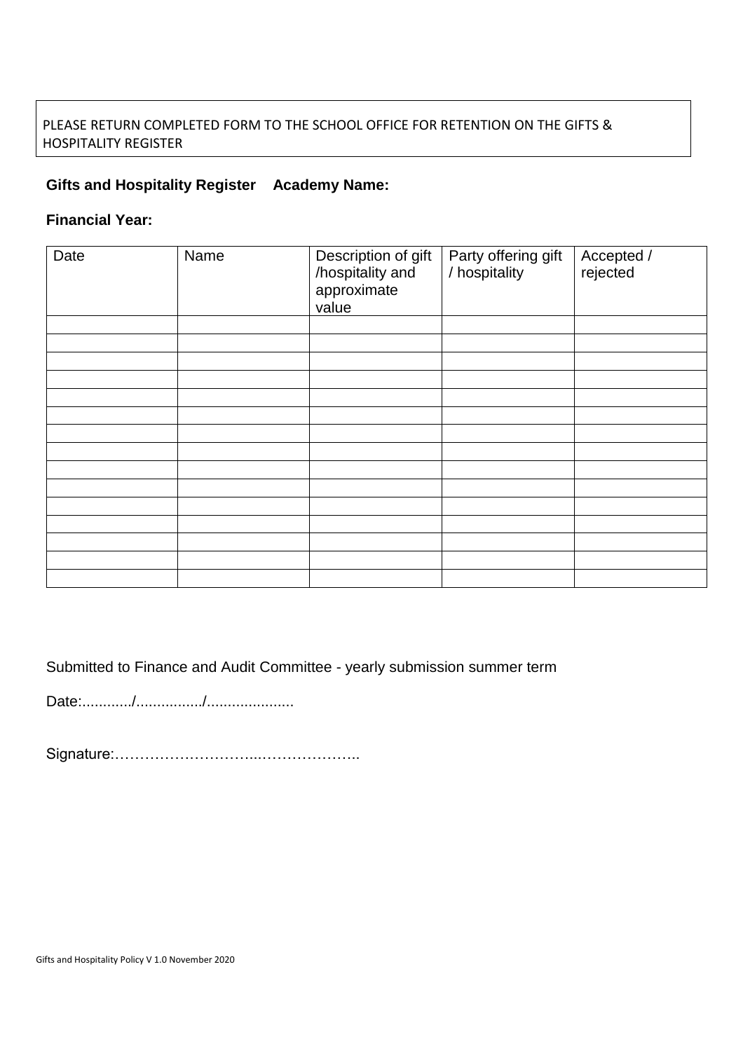PLEASE RETURN COMPLETED FORM TO THE SCHOOL OFFICE FOR RETENTION ON THE GIFTS & HOSPITALITY REGISTER

**Gifts and Hospitality Register    Academy Name:**

**Financial Year:**

| Date | Name | Description of gift /hospitality and approximate value | Party offering gift / hospitality | Accepted / rejected |
|---|---|---|---|---|
| | | | | |
| | | | | |
| | | | | |
| | | | | |
| | | | | |
| | | | | |
| | | | | |
| | | | | |
| | | | | |
| | | | | |
| | | | | |
| | | | | |
| | | | | |
| | | | | |
| | | | | |

Submitted to Finance and Audit Committee - yearly submission summer term

Date:............/................/.....................

Signature:………………………...………………..